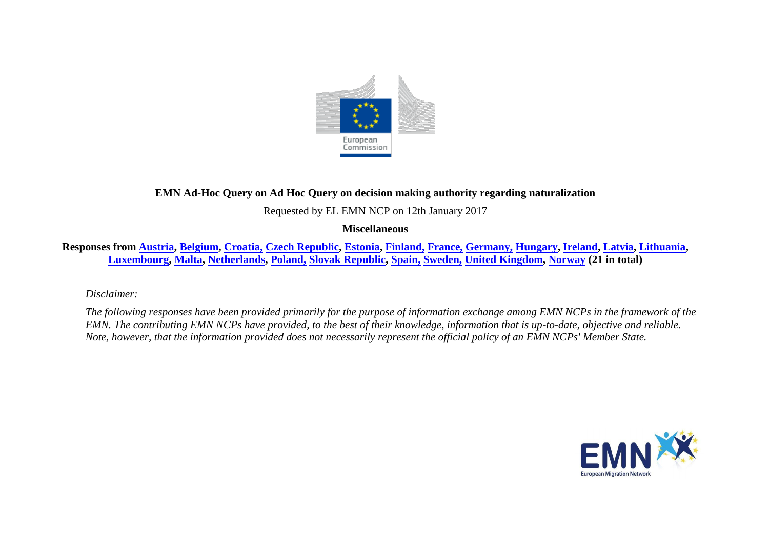**EMN Ad-Hoc Query on Ad Hoc Query on decision making authority regarding naturalization**

Requested by EL EMN NCP on 12th January 2017

**Miscellaneous**

**Responses from Austria, Belgium, Croatia, Czech Republic, Estonia, Finland, France, Germany, Hungary, Ireland, Latvia, Lithuania, Luxembourg, Malta, Netherlands, Poland, Slovak Republic, Spain, Sweden, United Kingdom, Norway (21 in total)**

*Disclaimer:*

*The following responses have been provided primarily for the purpose of information exchange among EMN NCPs in the framework of the EMN. The contributing EMN NCPs have provided, to the best of their knowledge, information that is up-to-date, objective and reliable. Note, however, that the information provided does not necessarily represent the official policy of an EMN NCPs' Member State.*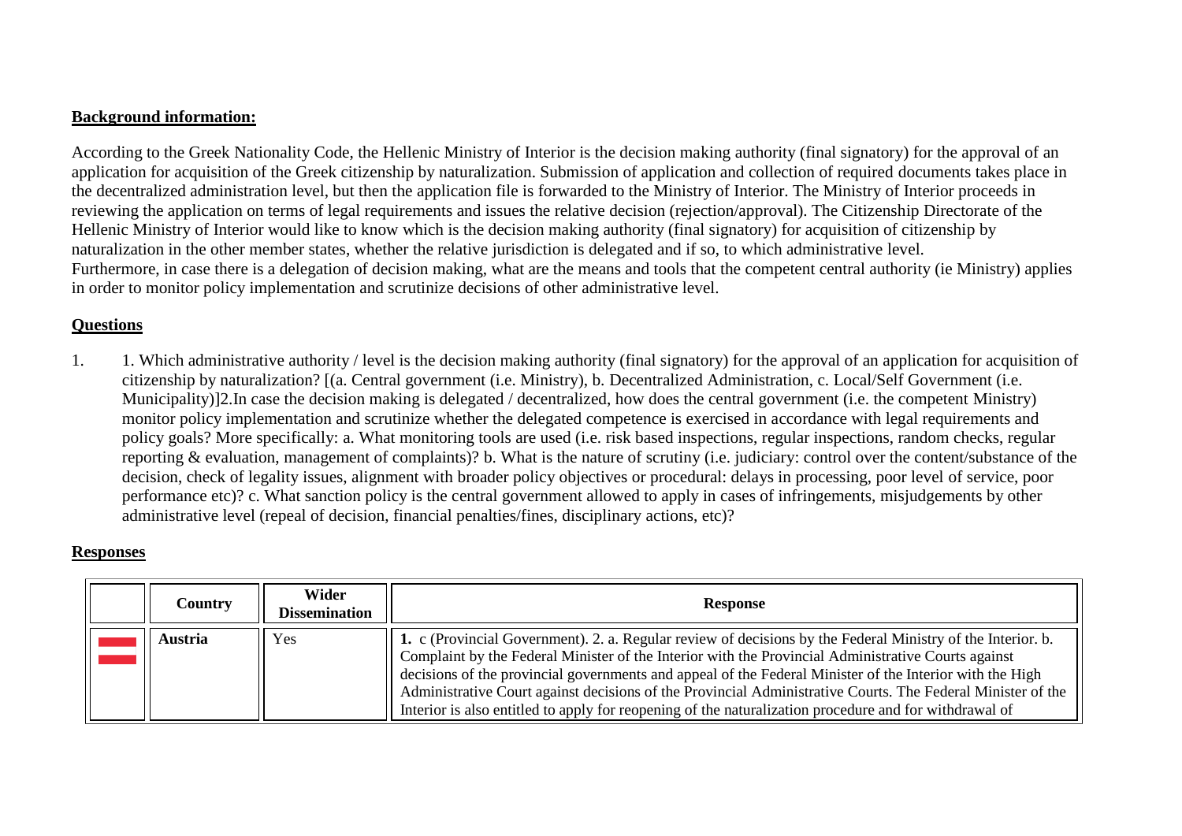**Background information:**

According to the Greek Nationality Code, the Hellenic Ministry of Interior is the decision making authority (final signatory) for the approval of an application for acquisition of the Greek citizenship by naturalization. Submission of application and collection of required documents takes place in the decentralized administration level, but then the application file is forwarded to the Ministry of Interior. The Ministry of Interior proceeds in reviewing the application on terms of legal requirements and issues the relative decision (rejection/approval). The Citizenship Directorate of the Hellenic Ministry of Interior would like to know which is the decision making authority (final signatory) for acquisition of citizenship by naturalization in the other member states, whether the relative jurisdiction is delegated and if so, to which administrative level.
Furthermore, in case there is a delegation of decision making, what are the means and tools that the competent central authority (ie Ministry) applies in order to monitor policy implementation and scrutinize decisions of other administrative level.

**Questions**

1. 1. Which administrative authority / level is the decision making authority (final signatory) for the approval of an application for acquisition of citizenship by naturalization? [(a. Central government (i.e. Ministry), b. Decentralized Administration, c. Local/Self Government (i.e. Municipality)]2.In case the decision making is delegated / decentralized, how does the central government (i.e. the competent Ministry) monitor policy implementation and scrutinize whether the delegated competence is exercised in accordance with legal requirements and policy goals? More specifically: a. What monitoring tools are used (i.e. risk based inspections, regular inspections, random checks, regular reporting & evaluation, management of complaints)? b. What is the nature of scrutiny (i.e. judiciary: control over the content/substance of the decision, check of legality issues, alignment with broader policy objectives or procedural: delays in processing, poor level of service, poor performance etc)? c. What sanction policy is the central government allowed to apply in cases of infringements, misjudgements by other administrative level (repeal of decision, financial penalties/fines, disciplinary actions, etc)?

**Responses**

| | Country | Wider Dissemination | Response |
|---|---|---|---|
| | **Austria** | Yes | **1.** c (Provincial Government). 2. a. Regular review of decisions by the Federal Ministry of the Interior. b. Complaint by the Federal Minister of the Interior with the Provincial Administrative Courts against decisions of the provincial governments and appeal of the Federal Minister of the Interior with the High Administrative Court against decisions of the Provincial Administrative Courts. The Federal Minister of the Interior is also entitled to apply for reopening of the naturalization procedure and for withdrawal of |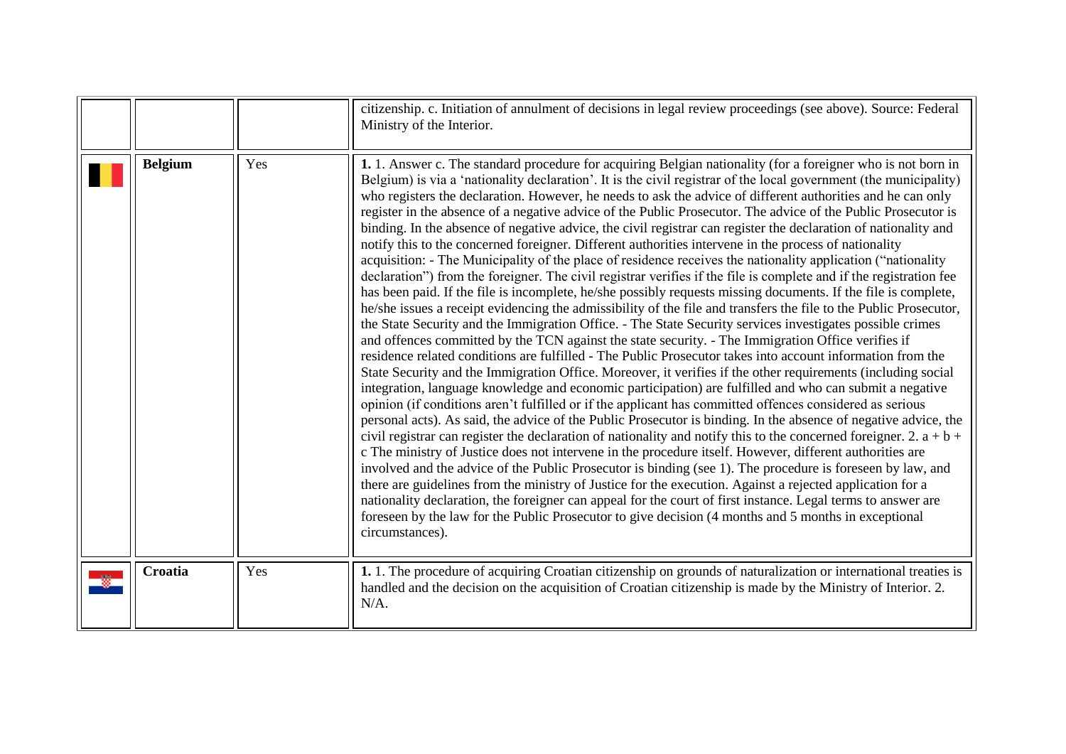|  |  |  |  |
|---|---|---|---|
|  |  |  | citizenship. c. Initiation of annulment of decisions in legal review proceedings (see above). Source: Federal Ministry of the Interior. |
|  | **Belgium** | Yes | **1.** 1. Answer c. The standard procedure for acquiring Belgian nationality (for a foreigner who is not born in Belgium) is via a 'nationality declaration'. It is the civil registrar of the local government (the municipality) who registers the declaration. However, he needs to ask the advice of different authorities and he can only register in the absence of a negative advice of the Public Prosecutor. The advice of the Public Prosecutor is binding. In the absence of negative advice, the civil registrar can register the declaration of nationality and notify this to the concerned foreigner. Different authorities intervene in the process of nationality acquisition: - The Municipality of the place of residence receives the nationality application ("nationality declaration") from the foreigner. The civil registrar verifies if the file is complete and if the registration fee has been paid. If the file is incomplete, he/she possibly requests missing documents. If the file is complete, he/she issues a receipt evidencing the admissibility of the file and transfers the file to the Public Prosecutor, the State Security and the Immigration Office. - The State Security services investigates possible crimes and offences committed by the TCN against the state security. - The Immigration Office verifies if residence related conditions are fulfilled - The Public Prosecutor takes into account information from the State Security and the Immigration Office. Moreover, it verifies if the other requirements (including social integration, language knowledge and economic participation) are fulfilled and who can submit a negative opinion (if conditions aren't fulfilled or if the applicant has committed offences considered as serious personal acts). As said, the advice of the Public Prosecutor is binding. In the absence of negative advice, the civil registrar can register the declaration of nationality and notify this to the concerned foreigner. 2. a + b + c The ministry of Justice does not intervene in the procedure itself. However, different authorities are involved and the advice of the Public Prosecutor is binding (see 1). The procedure is foreseen by law, and there are guidelines from the ministry of Justice for the execution. Against a rejected application for a nationality declaration, the foreigner can appeal for the court of first instance. Legal terms to answer are foreseen by the law for the Public Prosecutor to give decision (4 months and 5 months in exceptional circumstances). |
|  | **Croatia** | Yes | **1.** 1. The procedure of acquiring Croatian citizenship on grounds of naturalization or international treaties is handled and the decision on the acquisition of Croatian citizenship is made by the Ministry of Interior. 2. N/A. |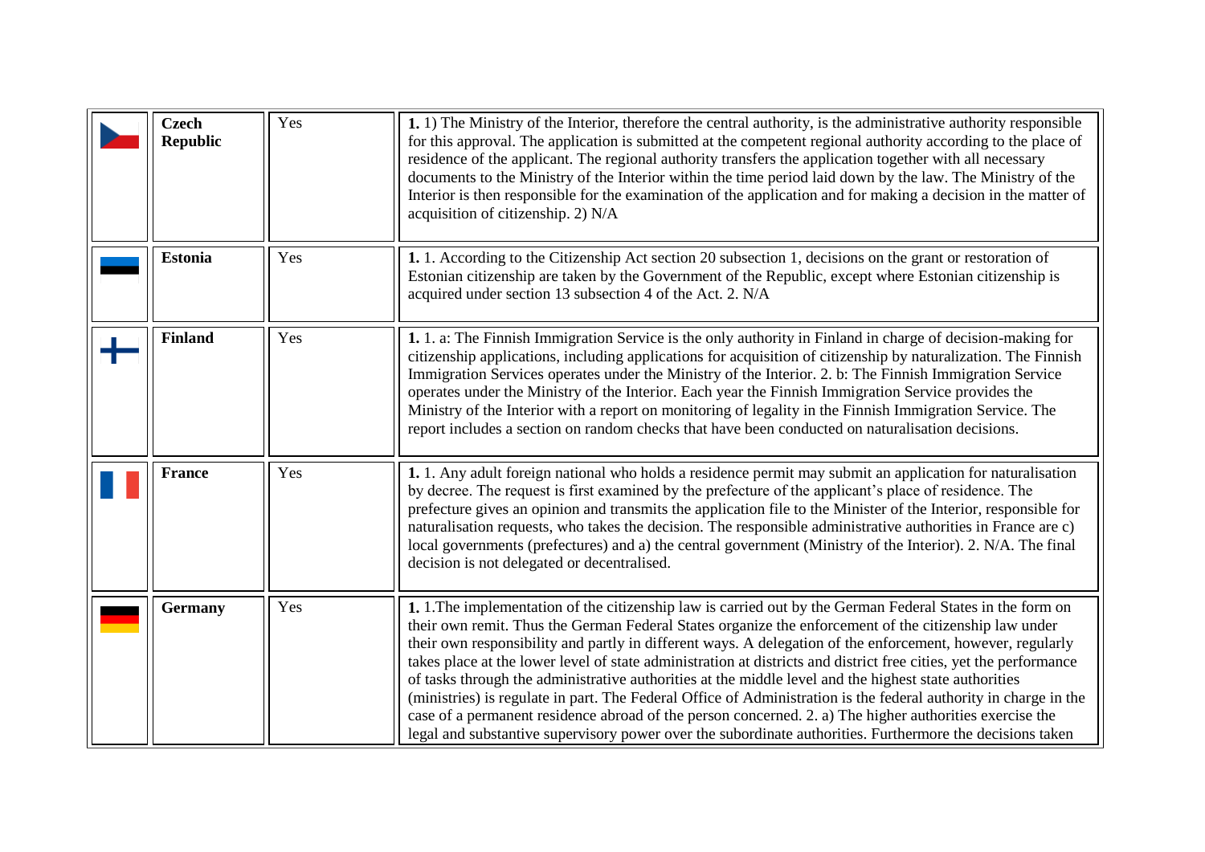| | | | |
|---|---|---|---|
| | **Czech Republic** | Yes | **1.** 1) The Ministry of the Interior, therefore the central authority, is the administrative authority responsible for this approval. The application is submitted at the competent regional authority according to the place of residence of the applicant. The regional authority transfers the application together with all necessary documents to the Ministry of the Interior within the time period laid down by the law. The Ministry of the Interior is then responsible for the examination of the application and for making a decision in the matter of acquisition of citizenship. 2) N/A |
| | **Estonia** | Yes | **1.** 1. According to the Citizenship Act section 20 subsection 1, decisions on the grant or restoration of Estonian citizenship are taken by the Government of the Republic, except where Estonian citizenship is acquired under section 13 subsection 4 of the Act. 2. N/A |
| | **Finland** | Yes | **1.** 1. a: The Finnish Immigration Service is the only authority in Finland in charge of decision-making for citizenship applications, including applications for acquisition of citizenship by naturalization. The Finnish Immigration Services operates under the Ministry of the Interior. 2. b: The Finnish Immigration Service operates under the Ministry of the Interior. Each year the Finnish Immigration Service provides the Ministry of the Interior with a report on monitoring of legality in the Finnish Immigration Service. The report includes a section on random checks that have been conducted on naturalisation decisions. |
| | **France** | Yes | **1.** 1. Any adult foreign national who holds a residence permit may submit an application for naturalisation by decree. The request is first examined by the prefecture of the applicant's place of residence. The prefecture gives an opinion and transmits the application file to the Minister of the Interior, responsible for naturalisation requests, who takes the decision. The responsible administrative authorities in France are c) local governments (prefectures) and a) the central government (Ministry of the Interior). 2. N/A. The final decision is not delegated or decentralised. |
| | **Germany** | Yes | **1.** 1.The implementation of the citizenship law is carried out by the German Federal States in the form on their own remit. Thus the German Federal States organize the enforcement of the citizenship law under their own responsibility and partly in different ways. A delegation of the enforcement, however, regularly takes place at the lower level of state administration at districts and district free cities, yet the performance of tasks through the administrative authorities at the middle level and the highest state authorities (ministries) is regulate in part. The Federal Office of Administration is the federal authority in charge in the case of a permanent residence abroad of the person concerned. 2. a) The higher authorities exercise the legal and substantive supervisory power over the subordinate authorities. Furthermore the decisions taken |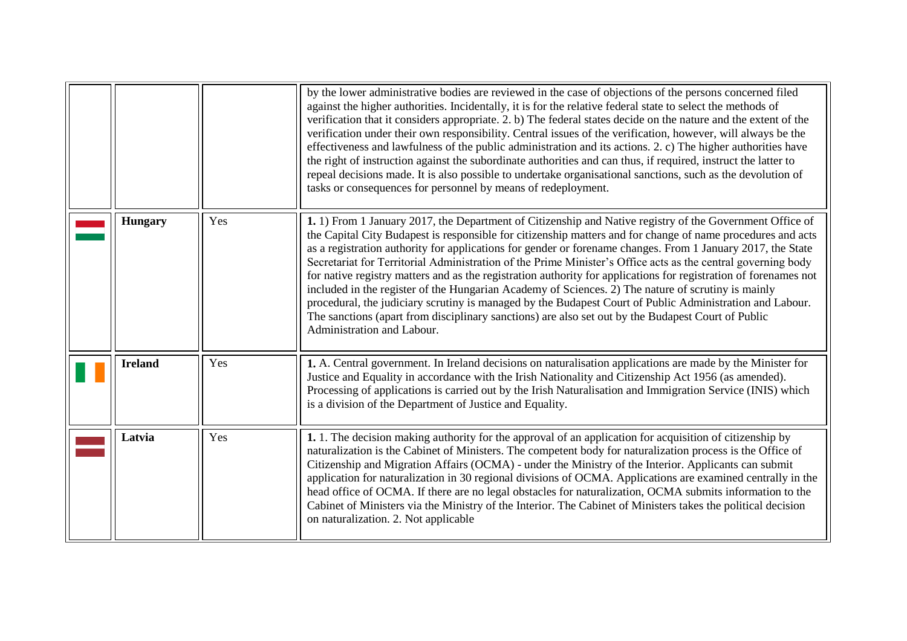| | | | |
|---|---|---|---|
| | | | by the lower administrative bodies are reviewed in the case of objections of the persons concerned filed against the higher authorities. Incidentally, it is for the relative federal state to select the methods of verification that it considers appropriate. 2. b) The federal states decide on the nature and the extent of the verification under their own responsibility. Central issues of the verification, however, will always be the effectiveness and lawfulness of the public administration and its actions. 2. c) The higher authorities have the right of instruction against the subordinate authorities and can thus, if required, instruct the latter to repeal decisions made. It is also possible to undertake organisational sanctions, such as the devolution of tasks or consequences for personnel by means of redeployment. |
| | **Hungary** | Yes | **1.** 1) From 1 January 2017, the Department of Citizenship and Native registry of the Government Office of the Capital City Budapest is responsible for citizenship matters and for change of name procedures and acts as a registration authority for applications for gender or forename changes. From 1 January 2017, the State Secretariat for Territorial Administration of the Prime Minister's Office acts as the central governing body for native registry matters and as the registration authority for applications for registration of forenames not included in the register of the Hungarian Academy of Sciences. 2) The nature of scrutiny is mainly procedural, the judiciary scrutiny is managed by the Budapest Court of Public Administration and Labour. The sanctions (apart from disciplinary sanctions) are also set out by the Budapest Court of Public Administration and Labour. |
| | **Ireland** | Yes | **1.** A. Central government. In Ireland decisions on naturalisation applications are made by the Minister for Justice and Equality in accordance with the Irish Nationality and Citizenship Act 1956 (as amended). Processing of applications is carried out by the Irish Naturalisation and Immigration Service (INIS) which is a division of the Department of Justice and Equality. |
| | **Latvia** | Yes | **1.** 1. The decision making authority for the approval of an application for acquisition of citizenship by naturalization is the Cabinet of Ministers. The competent body for naturalization process is the Office of Citizenship and Migration Affairs (OCMA) - under the Ministry of the Interior. Applicants can submit application for naturalization in 30 regional divisions of OCMA. Applications are examined centrally in the head office of OCMA. If there are no legal obstacles for naturalization, OCMA submits information to the Cabinet of Ministers via the Ministry of the Interior. The Cabinet of Ministers takes the political decision on naturalization. 2. Not applicable |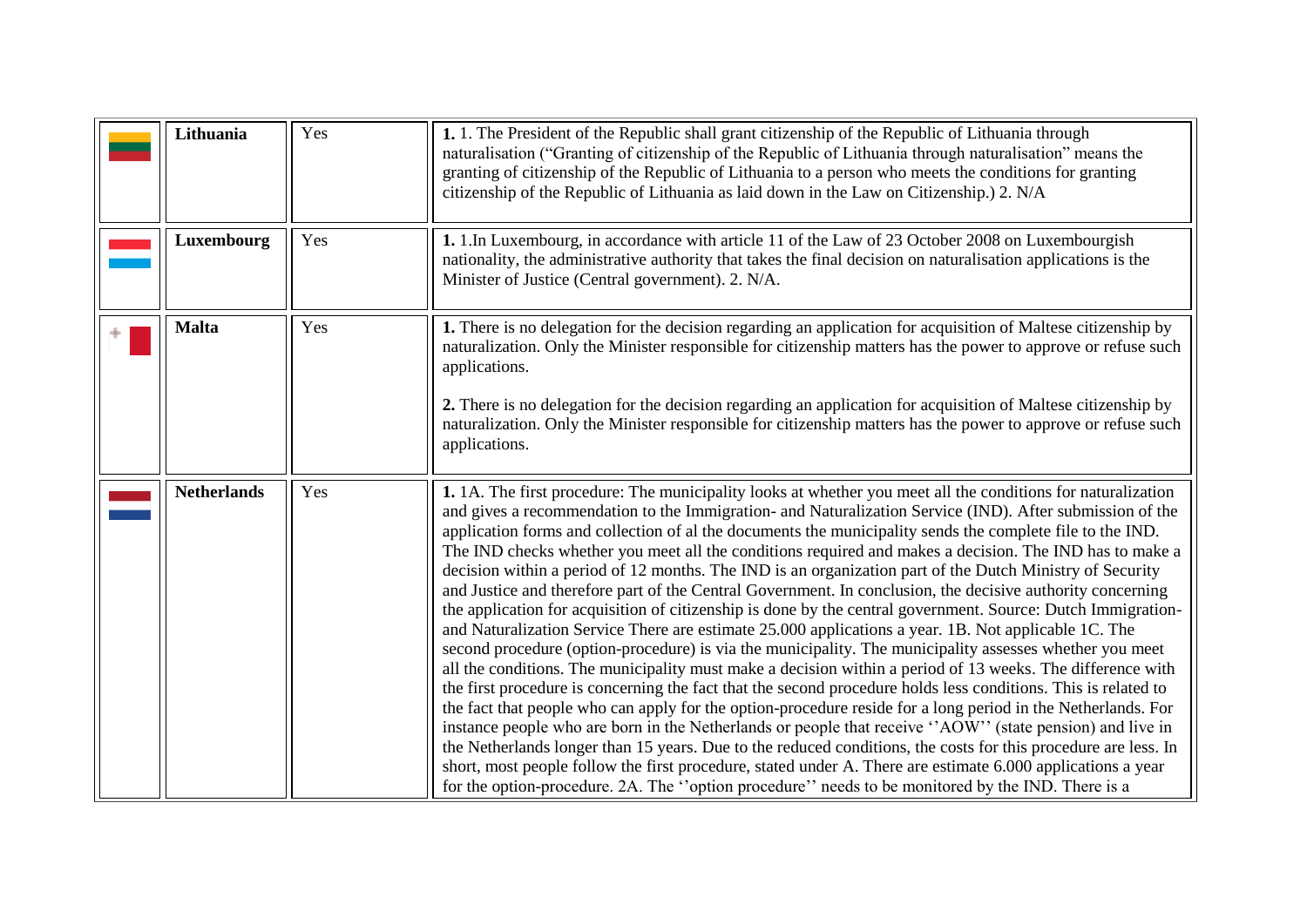| | | | |
|---|---|---|---|
| | **Lithuania** | Yes | **1.** 1. The President of the Republic shall grant citizenship of the Republic of Lithuania through naturalisation ("Granting of citizenship of the Republic of Lithuania through naturalisation" means the granting of citizenship of the Republic of Lithuania to a person who meets the conditions for granting citizenship of the Republic of Lithuania as laid down in the Law on Citizenship.) 2. N/A |
| | **Luxembourg** | Yes | **1.** 1.In Luxembourg, in accordance with article 11 of the Law of 23 October 2008 on Luxembourgish nationality, the administrative authority that takes the final decision on naturalisation applications is the Minister of Justice (Central government). 2. N/A. |
| | **Malta** | Yes | **1.** There is no delegation for the decision regarding an application for acquisition of Maltese citizenship by naturalization. Only the Minister responsible for citizenship matters has the power to approve or refuse such applications.<br><br>**2.** There is no delegation for the decision regarding an application for acquisition of Maltese citizenship by naturalization. Only the Minister responsible for citizenship matters has the power to approve or refuse such applications. |
| | **Netherlands** | Yes | **1.** 1A. The first procedure: The municipality looks at whether you meet all the conditions for naturalization and gives a recommendation to the Immigration- and Naturalization Service (IND). After submission of the application forms and collection of al the documents the municipality sends the complete file to the IND. The IND checks whether you meet all the conditions required and makes a decision. The IND has to make a decision within a period of 12 months. The IND is an organization part of the Dutch Ministry of Security and Justice and therefore part of the Central Government. In conclusion, the decisive authority concerning the application for acquisition of citizenship is done by the central government. Source: Dutch Immigration- and Naturalization Service There are estimate 25.000 applications a year. 1B. Not applicable 1C. The second procedure (option-procedure) is via the municipality. The municipality assesses whether you meet all the conditions. The municipality must make a decision within a period of 13 weeks. The difference with the first procedure is concerning the fact that the second procedure holds less conditions. This is related to the fact that people who can apply for the option-procedure reside for a long period in the Netherlands. For instance people who are born in the Netherlands or people that receive ''AOW'' (state pension) and live in the Netherlands longer than 15 years. Due to the reduced conditions, the costs for this procedure are less. In short, most people follow the first procedure, stated under A. There are estimate 6.000 applications a year for the option-procedure. 2A. The ''option procedure'' needs to be monitored by the IND. There is a |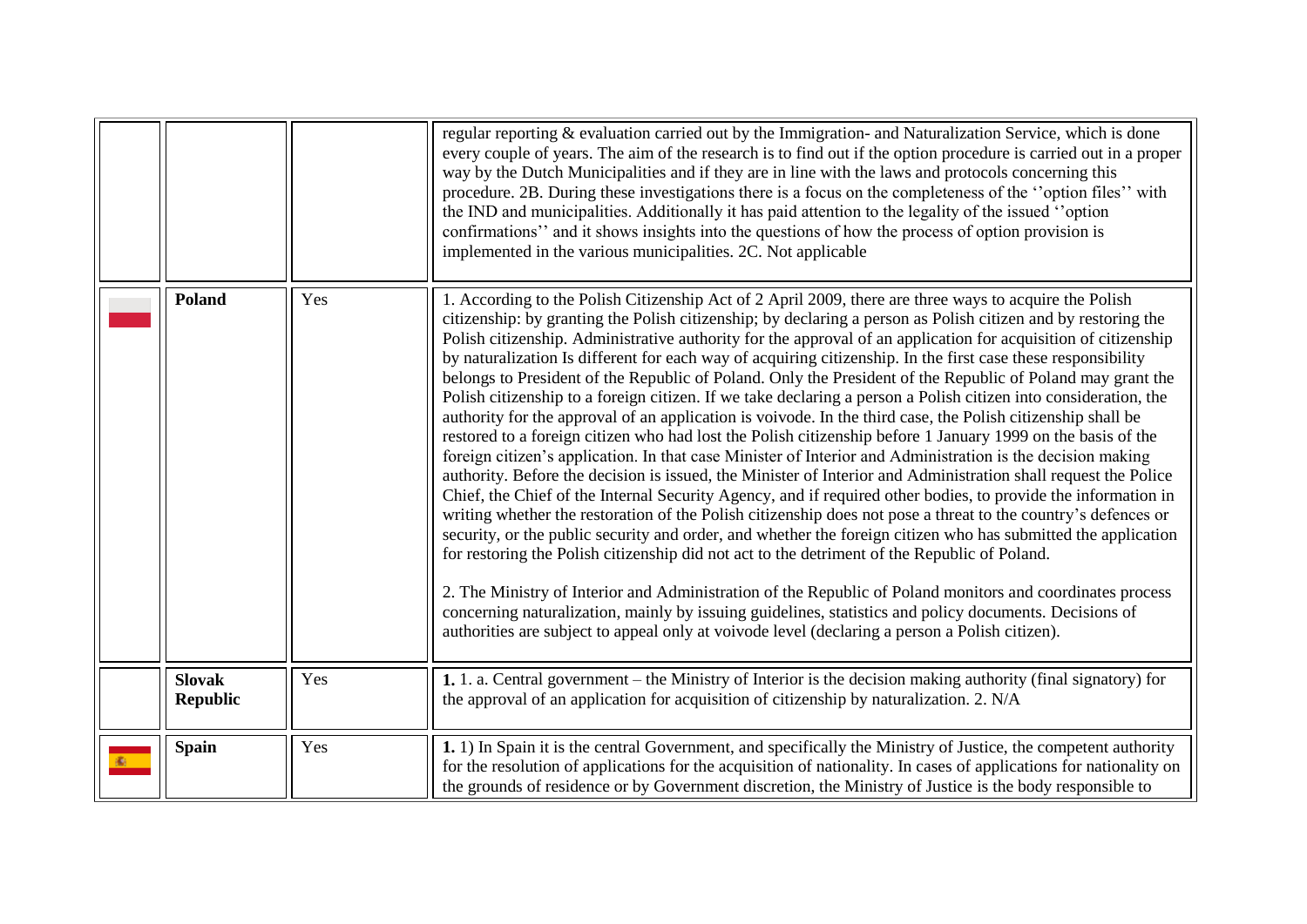|  |  |  |  |
|---|---|---|---|
|  |  |  | regular reporting & evaluation carried out by the Immigration- and Naturalization Service, which is done every couple of years. The aim of the research is to find out if the option procedure is carried out in a proper way by the Dutch Municipalities and if they are in line with the laws and protocols concerning this procedure. 2B. During these investigations there is a focus on the completeness of the ''option files'' with the IND and municipalities. Additionally it has paid attention to the legality of the issued ''option confirmations'' and it shows insights into the questions of how the process of option provision is implemented in the various municipalities. 2C. Not applicable |
|  | **Poland** | Yes | 1. According to the Polish Citizenship Act of 2 April 2009, there are three ways to acquire the Polish citizenship: by granting the Polish citizenship; by declaring a person as Polish citizen and by restoring the Polish citizenship. Administrative authority for the approval of an application for acquisition of citizenship by naturalization Is different for each way of acquiring citizenship. In the first case these responsibility belongs to President of the Republic of Poland. Only the President of the Republic of Poland may grant the Polish citizenship to a foreign citizen. If we take declaring a person a Polish citizen into consideration, the authority for the approval of an application is voivode. In the third case, the Polish citizenship shall be restored to a foreign citizen who had lost the Polish citizenship before 1 January 1999 on the basis of the foreign citizen's application. In that case Minister of Interior and Administration is the decision making authority. Before the decision is issued, the Minister of Interior and Administration shall request the Police Chief, the Chief of the Internal Security Agency, and if required other bodies, to provide the information in writing whether the restoration of the Polish citizenship does not pose a threat to the country's defences or security, or the public security and order, and whether the foreign citizen who has submitted the application for restoring the Polish citizenship did not act to the detriment of the Republic of Poland.<br><br>2. The Ministry of Interior and Administration of the Republic of Poland monitors and coordinates process concerning naturalization, mainly by issuing guidelines, statistics and policy documents. Decisions of authorities are subject to appeal only at voivode level (declaring a person a Polish citizen). |
|  | **Slovak Republic** | Yes | **1.** 1. a. Central government – the Ministry of Interior is the decision making authority (final signatory) for the approval of an application for acquisition of citizenship by naturalization. 2. N/A |
|  | **Spain** | Yes | **1.** 1) In Spain it is the central Government, and specifically the Ministry of Justice, the competent authority for the resolution of applications for the acquisition of nationality. In cases of applications for nationality on the grounds of residence or by Government discretion, the Ministry of Justice is the body responsible to |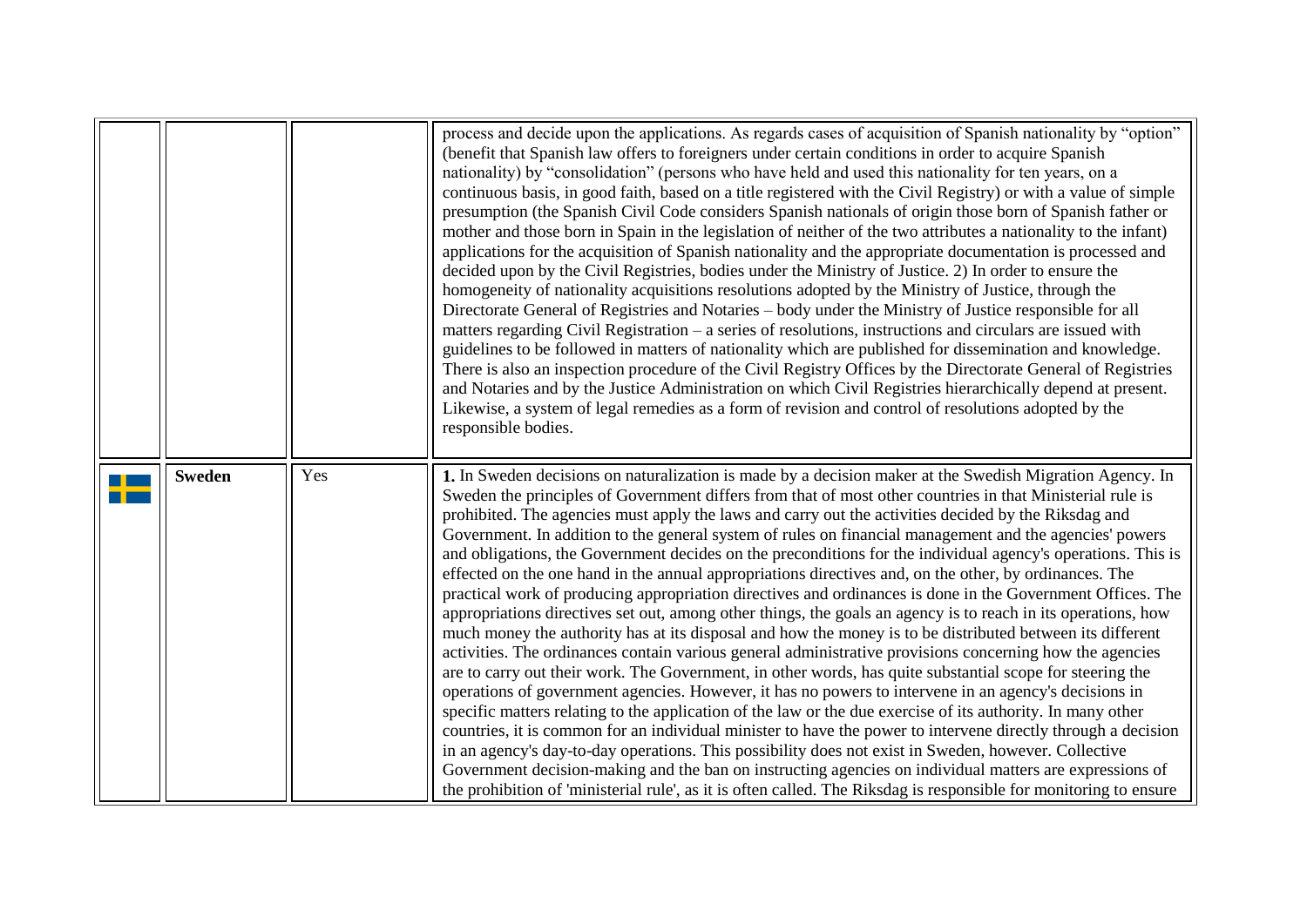| | | | |
|---|---|---|---|
| | | | process and decide upon the applications. As regards cases of acquisition of Spanish nationality by "option" (benefit that Spanish law offers to foreigners under certain conditions in order to acquire Spanish nationality) by "consolidation" (persons who have held and used this nationality for ten years, on a continuous basis, in good faith, based on a title registered with the Civil Registry) or with a value of simple presumption (the Spanish Civil Code considers Spanish nationals of origin those born of Spanish father or mother and those born in Spain in the legislation of neither of the two attributes a nationality to the infant) applications for the acquisition of Spanish nationality and the appropriate documentation is processed and decided upon by the Civil Registries, bodies under the Ministry of Justice. 2) In order to ensure the homogeneity of nationality acquisitions resolutions adopted by the Ministry of Justice, through the Directorate General of Registries and Notaries – body under the Ministry of Justice responsible for all matters regarding Civil Registration – a series of resolutions, instructions and circulars are issued with guidelines to be followed in matters of nationality which are published for dissemination and knowledge. There is also an inspection procedure of the Civil Registry Offices by the Directorate General of Registries and Notaries and by the Justice Administration on which Civil Registries hierarchically depend at present. Likewise, a system of legal remedies as a form of revision and control of resolutions adopted by the responsible bodies. |
| | **Sweden** | Yes | **1.** In Sweden decisions on naturalization is made by a decision maker at the Swedish Migration Agency. In Sweden the principles of Government differs from that of most other countries in that Ministerial rule is prohibited. The agencies must apply the laws and carry out the activities decided by the Riksdag and Government. In addition to the general system of rules on financial management and the agencies' powers and obligations, the Government decides on the preconditions for the individual agency's operations. This is effected on the one hand in the annual appropriations directives and, on the other, by ordinances. The practical work of producing appropriation directives and ordinances is done in the Government Offices. The appropriations directives set out, among other things, the goals an agency is to reach in its operations, how much money the authority has at its disposal and how the money is to be distributed between its different activities. The ordinances contain various general administrative provisions concerning how the agencies are to carry out their work. The Government, in other words, has quite substantial scope for steering the operations of government agencies. However, it has no powers to intervene in an agency's decisions in specific matters relating to the application of the law or the due exercise of its authority. In many other countries, it is common for an individual minister to have the power to intervene directly through a decision in an agency's day-to-day operations. This possibility does not exist in Sweden, however. Collective Government decision-making and the ban on instructing agencies on individual matters are expressions of the prohibition of 'ministerial rule', as it is often called. The Riksdag is responsible for monitoring to ensure |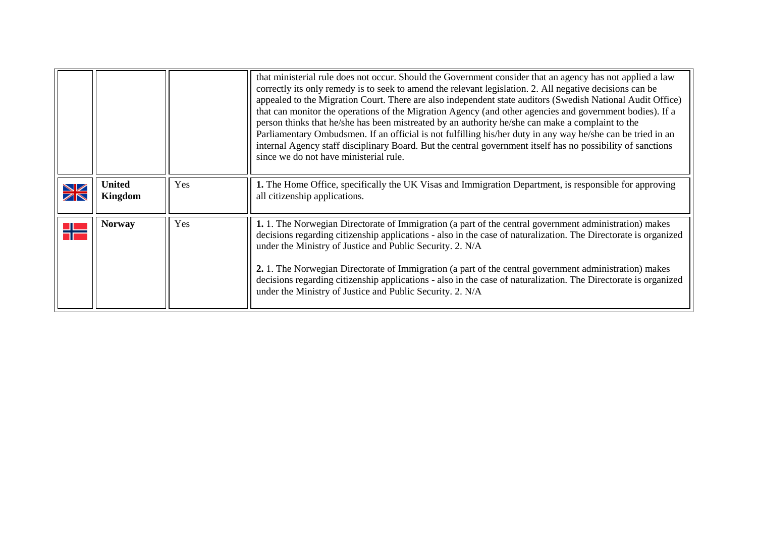| | | | |
|---|---|---|---|
| | | | that ministerial rule does not occur. Should the Government consider that an agency has not applied a law correctly its only remedy is to seek to amend the relevant legislation. 2. All negative decisions can be appealed to the Migration Court. There are also independent state auditors (Swedish National Audit Office) that can monitor the operations of the Migration Agency (and other agencies and government bodies). If a person thinks that he/she has been mistreated by an authority he/she can make a complaint to the Parliamentary Ombudsmen. If an official is not fulfilling his/her duty in any way he/she can be tried in an internal Agency staff disciplinary Board. But the central government itself has no possibility of sanctions since we do not have ministerial rule. |
| | **United Kingdom** | Yes | **1.** The Home Office, specifically the UK Visas and Immigration Department, is responsible for approving all citizenship applications. |
| | **Norway** | Yes | **1.** 1. The Norwegian Directorate of Immigration (a part of the central government administration) makes decisions regarding citizenship applications - also in the case of naturalization. The Directorate is organized under the Ministry of Justice and Public Security. 2. N/A<br><br>**2.** 1. The Norwegian Directorate of Immigration (a part of the central government administration) makes decisions regarding citizenship applications - also in the case of naturalization. The Directorate is organized under the Ministry of Justice and Public Security. 2. N/A |